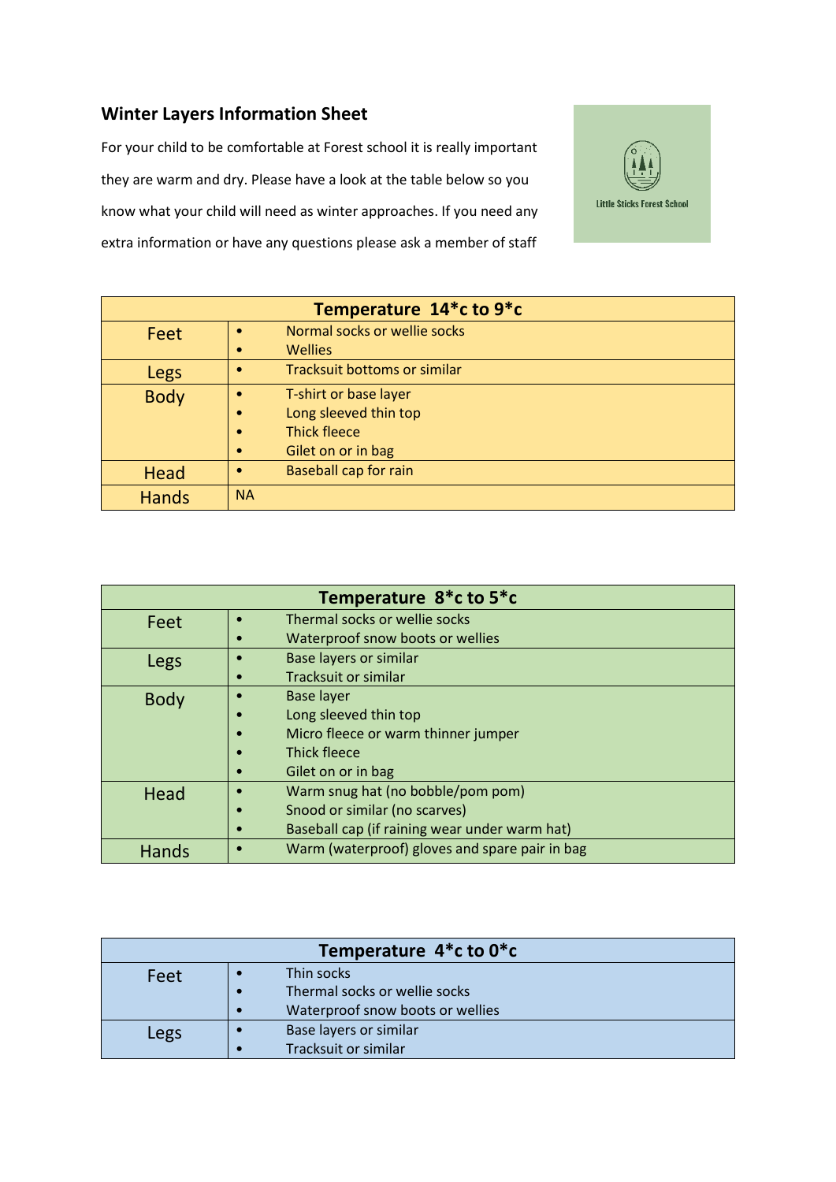## Winter Layers Information Sheet

For your child to be comfortable at Forest school it is really important they are warm and dry. Please have a look at the table below so you know what your child will need as winter approaches. If you need any extra information or have any questions please ask a member of staff

Little Sticks Forest School

| Temperature 14*c to 9*c | |
|---|---|
| Feet | • Normal socks or wellie socks<br>• Wellies |
| Legs | • Tracksuit bottoms or similar |
| Body | • T-shirt or base layer<br>• Long sleeved thin top<br>• Thick fleece<br>• Gilet on or in bag |
| Head | • Baseball cap for rain |
| Hands | NA |

| Temperature 8*c to 5*c | |
|---|---|
| Feet | • Thermal socks or wellie socks<br>• Waterproof snow boots or wellies |
| Legs | • Base layers or similar<br>• Tracksuit or similar |
| Body | • Base layer<br>• Long sleeved thin top<br>• Micro fleece or warm thinner jumper<br>• Thick fleece<br>• Gilet on or in bag |
| Head | • Warm snug hat (no bobble/pom pom)<br>• Snood or similar (no scarves)<br>• Baseball cap (if raining wear under warm hat) |
| Hands | • Warm (waterproof) gloves and spare pair in bag |

| Temperature 4*c to 0*c | |
|---|---|
| Feet | • Thin socks<br>• Thermal socks or wellie socks<br>• Waterproof snow boots or wellies |
| Legs | • Base layers or similar<br>• Tracksuit or similar |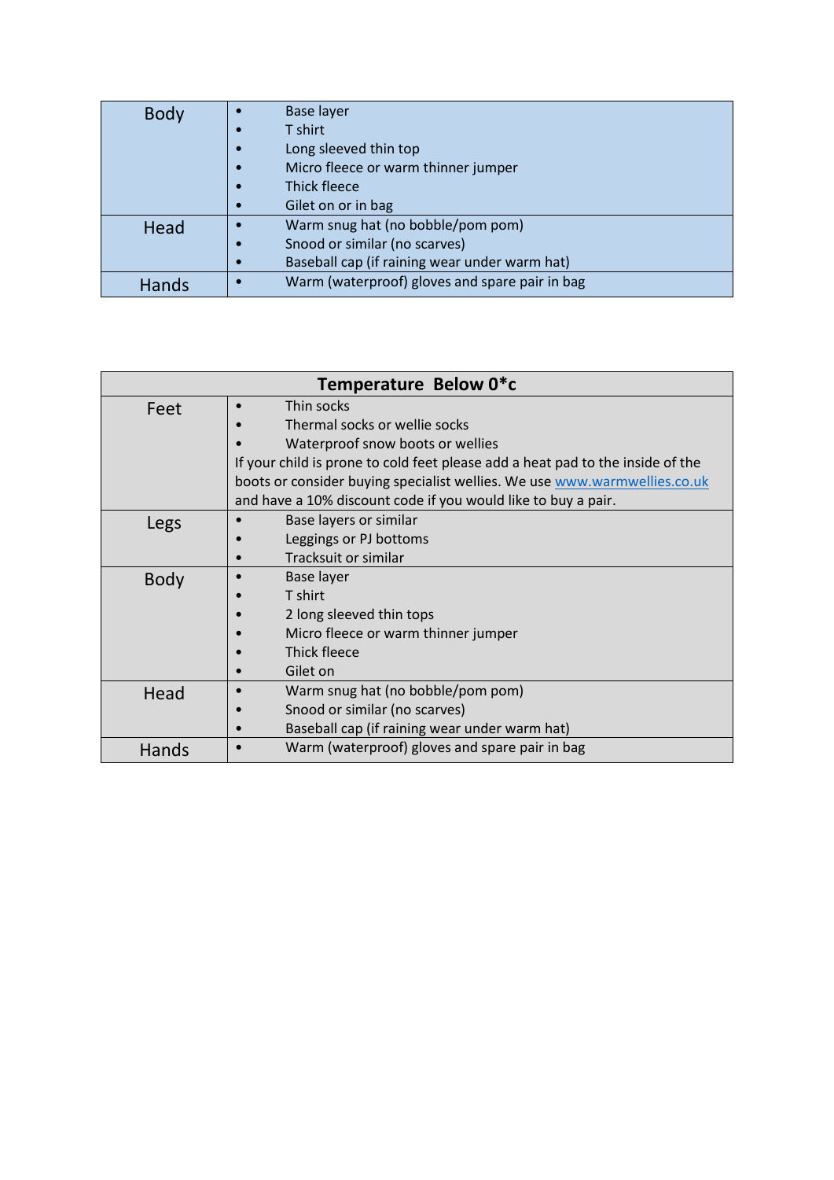| | |
|---|---|
| Body | • Base layer<br>• T shirt<br>• Long sleeved thin top<br>• Micro fleece or warm thinner jumper<br>• Thick fleece<br>• Gilet on or in bag |
| Head | • Warm snug hat (no bobble/pom pom)<br>• Snood or similar (no scarves)<br>• Baseball cap (if raining wear under warm hat) |
| Hands | • Warm (waterproof) gloves and spare pair in bag |

| **Temperature Below 0*c** | |
|---|---|
| Feet | • Thin socks<br>• Thermal socks or wellie socks<br>• Waterproof snow boots or wellies<br>If your child is prone to cold feet please add a heat pad to the inside of the boots or consider buying specialist wellies. We use [www.warmwellies.co.uk](http://www.warmwellies.co.uk) and have a 10% discount code if you would like to buy a pair. |
| Legs | • Base layers or similar<br>• Leggings or PJ bottoms<br>• Tracksuit or similar |
| Body | • Base layer<br>• T shirt<br>• 2 long sleeved thin tops<br>• Micro fleece or warm thinner jumper<br>• Thick fleece<br>• Gilet on |
| Head | • Warm snug hat (no bobble/pom pom)<br>• Snood or similar (no scarves)<br>• Baseball cap (if raining wear under warm hat) |
| Hands | • Warm (waterproof) gloves and spare pair in bag |